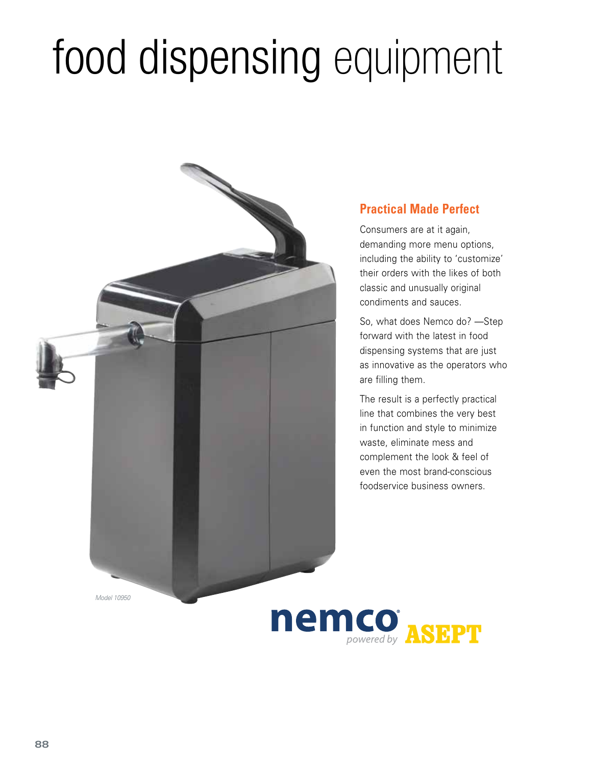# food dispensing equipment

Model 10950

## Practical Made Perfect

Consumers are at it again, demanding more menu options, including the ability to 'customize' their orders with the likes of both classic and unusually original condiments and sauces.

So, what does Nemco do? —Step forward with the latest in food dispensing systems that are just as innovative as the operators who are filling them.

The result is a perfectly practical line that combines the very best in function and style to minimize waste, eliminate mess and complement the look & feel of even the most brand-conscious foodservice business owners.

nemco® powered by ASEPT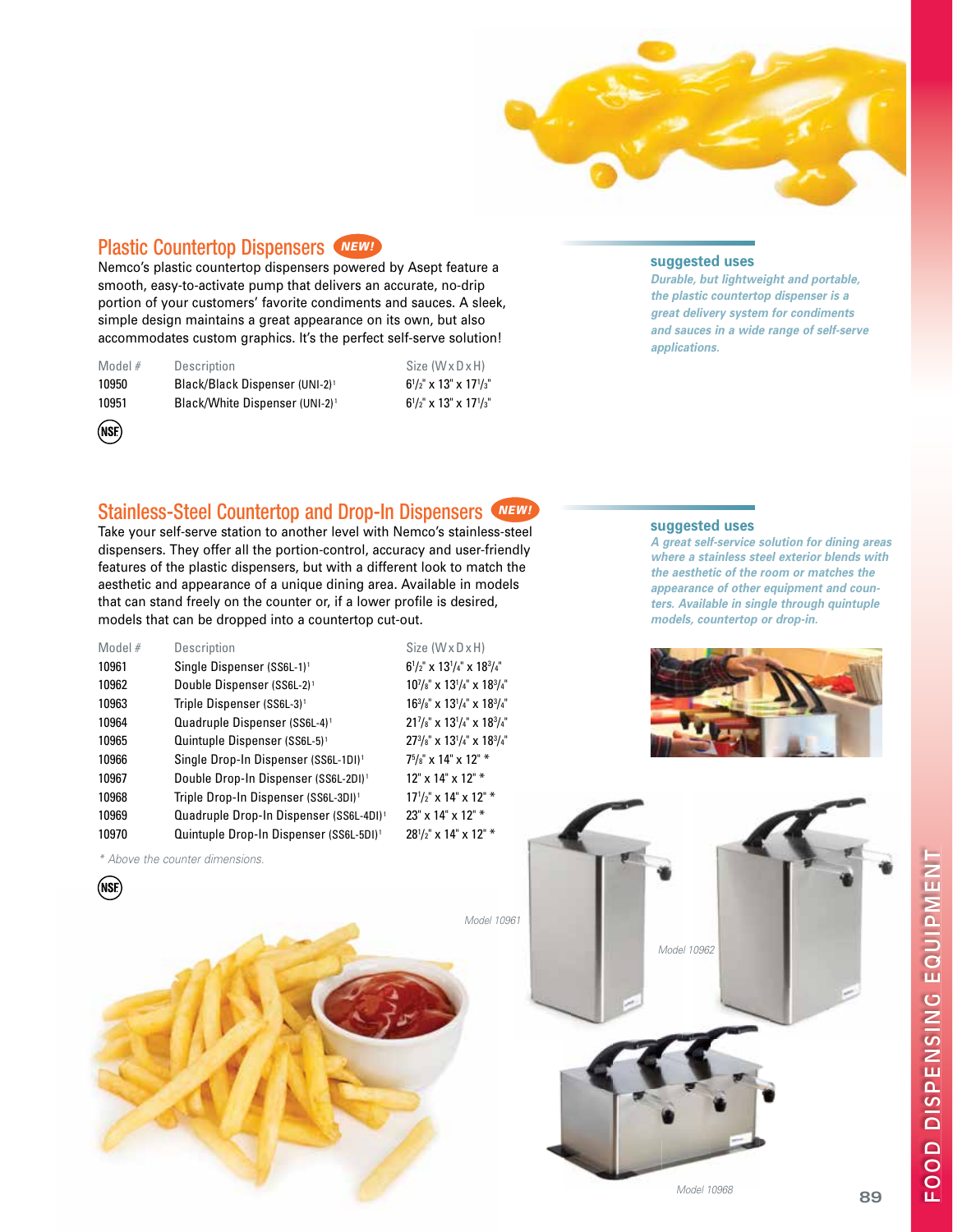## Plastic Countertop Dispensers *NEW!*

Nemco's plastic countertop dispensers powered by Asept feature a smooth, easy-to-activate pump that delivers an accurate, no-drip portion of your customers' favorite condiments and sauces. A sleek, simple design maintains a great appearance on its own, but also accommodates custom graphics. It's the perfect self-serve solution!

| Model # | Description | Size (W x D x H) |
|---|---|---|
| 10950 | Black/Black Dispenser (UNI-2)[1] | 6 1/2" x 13" x 17 1/3" |
| 10951 | Black/White Dispenser (UNI-2)[1] | 6 1/2" x 13" x 17 1/3" |

NSF

**suggested uses**

*Durable, but lightweight and portable, the plastic countertop dispenser is a great delivery system for condiments and sauces in a wide range of self-serve applications.*

## Stainless-Steel Countertop and Drop-In Dispensers *NEW!*

Take your self-serve station to another level with Nemco's stainless-steel dispensers. They offer all the portion-control, accuracy and user-friendly features of the plastic dispensers, but with a different look to match the aesthetic and appearance of a unique dining area. Available in models that can stand freely on the counter or, if a lower profile is desired, models that can be dropped into a countertop cut-out.

| Model # | Description | Size (W x D x H) |
|---|---|---|
| 10961 | Single Dispenser (SS6L-1)[1] | 6 1/2" x 13 1/4" x 18 3/4" |
| 10962 | Double Dispenser (SS6L-2)[1] | 10 7/8" x 13 1/4" x 18 3/4" |
| 10963 | Triple Dispenser (SS6L-3)[1] | 16 3/8" x 13 1/4" x 18 3/4" |
| 10964 | Quadruple Dispenser (SS6L-4)[1] | 21 7/8" x 13 1/4" x 18 3/4" |
| 10965 | Quintuple Dispenser (SS6L-5)[1] | 27 3/8" x 13 1/4" x 18 3/4" |
| 10966 | Single Drop-In Dispenser (SS6L-1DI)[1] | 7 5/8" x 14" x 12" * |
| 10967 | Double Drop-In Dispenser (SS6L-2DI)[1] | 12" x 14" x 12" * |
| 10968 | Triple Drop-In Dispenser (SS6L-3DI)[1] | 17 1/2" x 14" x 12" * |
| 10969 | Quadruple Drop-In Dispenser (SS6L-4DI)[1] | 23" x 14" x 12" * |
| 10970 | Quintuple Drop-In Dispenser (SS6L-5DI)[1] | 28 1/2" x 14" x 12" * |

*\* Above the counter dimensions.*

NSF

**suggested uses**

*A great self-service solution for dining areas where a stainless steel exterior blends with the aesthetic of the room or matches the appearance of other equipment and counters. Available in single through quintuple models, countertop or drop-in.*

Model 10961

Model 10962

Model 10968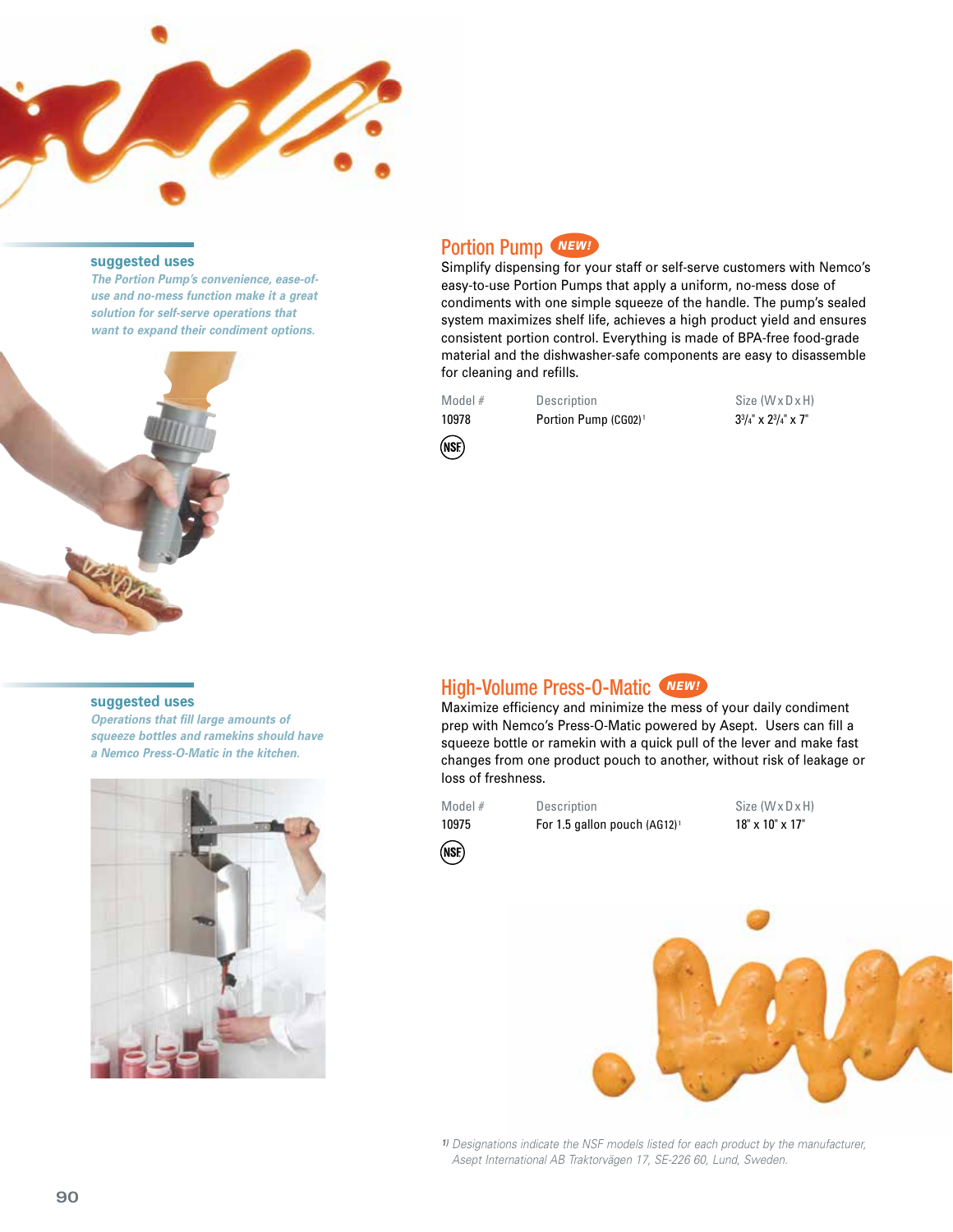**suggested uses**

*The Portion Pump's convenience, ease-of-use and no-mess function make it a great solution for self-serve operations that want to expand their condiment options.*

## Portion Pump NEW!

Simplify dispensing for your staff or self-serve customers with Nemco's easy-to-use Portion Pumps that apply a uniform, no-mess dose of condiments with one simple squeeze of the handle. The pump's sealed system maximizes shelf life, achieves a high product yield and ensures consistent portion control. Everything is made of BPA-free food-grade material and the dishwasher-safe components are easy to disassemble for cleaning and refills.

| Model # | Description | Size (W x D x H) |
|---|---|---|
| 10978 | Portion Pump (CG02)[1] | 3¾" x 2¾" x 7" |

NSF

**suggested uses**

*Operations that fill large amounts of squeeze bottles and ramekins should have a Nemco Press-O-Matic in the kitchen.*

## High-Volume Press-O-Matic NEW!

Maximize efficiency and minimize the mess of your daily condiment prep with Nemco's Press-O-Matic powered by Asept. Users can fill a squeeze bottle or ramekin with a quick pull of the lever and make fast changes from one product pouch to another, without risk of leakage or loss of freshness.

| Model # | Description | Size (W x D x H) |
|---|---|---|
| 10975 | For 1.5 gallon pouch (AG12)[1] | 18" x 10" x 17" |

NSF

*1) Designations indicate the NSF models listed for each product by the manufacturer, Asept International AB Traktorvägen 17, SE-226 60, Lund, Sweden.*